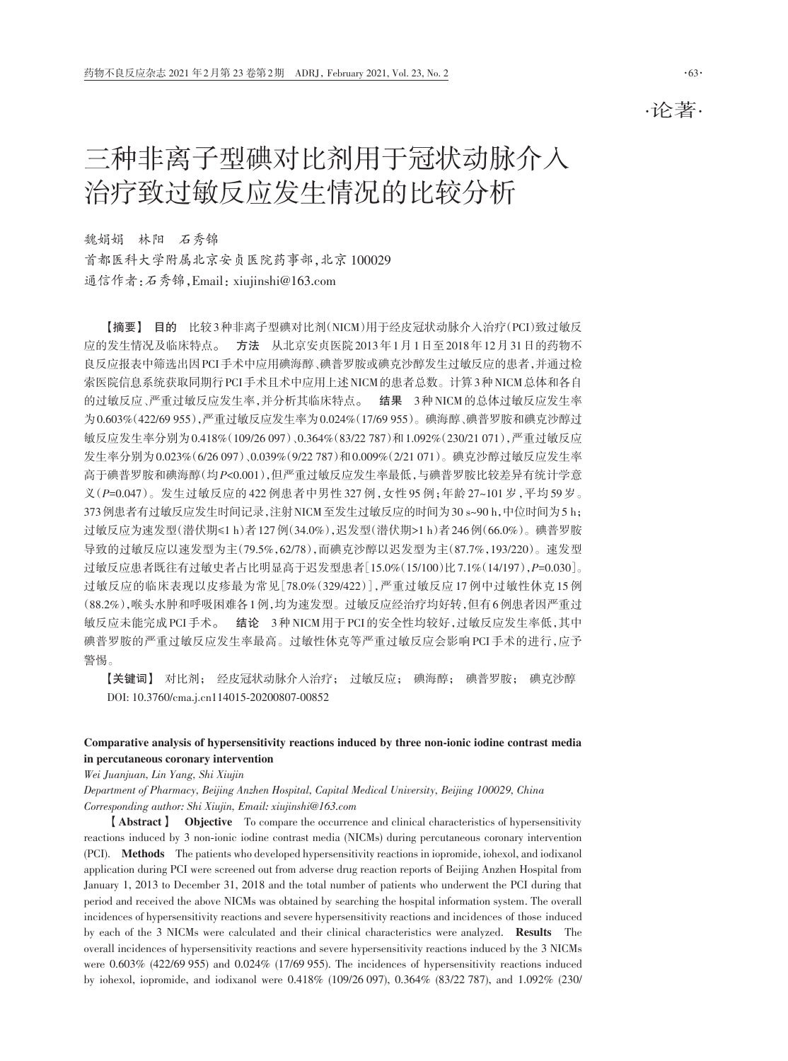·论著·

# 三种非离子型碘对比剂用于冠状动脉介入治疗致过敏反应发生情况的比较分析

魏娟娟　林阳　石秀锦

首都医科大学附属北京安贞医院药事部，北京 100029

通信作者：石秀锦，Email：xiujinshi@163.com

**【摘要】 目的**　比较3种非离子型碘对比剂(NICM)用于经皮冠状动脉介入治疗(PCI)致过敏反应的发生情况及临床特点。　**方法**　从北京安贞医院2013年1月1日至2018年12月31日的药物不良反应报表中筛选出因PCI手术中应用碘海醇、碘普罗胺或碘克沙醇发生过敏反应的患者，并通过检索医院信息系统获取同期行PCI手术且术中应用上述NICM的患者总数。计算3种NICM总体和各自的过敏反应、严重过敏反应发生率，并分析其临床特点。　**结果**　3种NICM的总体过敏反应发生率为0.603%(422/69 955)，严重过敏反应发生率为0.024%(17/69 955)。碘海醇、碘普罗胺和碘克沙醇过敏反应发生率分别为0.418%(109/26 097)、0.364%(83/22 787)和1.092%(230/21 071)，严重过敏反应发生率分别为0.023%(6/26 097)、0.039%(9/22 787)和0.009%(2/21 071)。碘克沙醇过敏反应发生率高于碘普罗胺和碘海醇(均$P$<0.001)，但严重过敏反应发生率最低，与碘普罗胺比较差异有统计学意义($P$=0.047)。发生过敏反应的422例患者中男性327例，女性95例；年龄27~101岁，平均59岁。373例患者有过敏反应发生时间记录，注射NICM至发生过敏反应的时间为30 s~90 h，中位时间为5 h；过敏反应为速发型(潜伏期≤1 h)者127例(34.0%)，迟发型(潜伏期>1 h)者246例(66.0%)。碘普罗胺导致的过敏反应以速发型为主(79.5%，62/78)，而碘克沙醇以迟发型为主(87.7%，193/220)。速发型过敏反应患者既往有过敏史者占比明显高于迟发型患者[15.0%(15/100)比7.1%(14/197)，$P$=0.030]。过敏反应的临床表现以皮疹最为常见[78.0%(329/422)]，严重过敏反应17例中过敏性休克15例(88.2%)，喉头水肿和呼吸困难各1例，均为速发型。过敏反应经治疗均好转，但有6例患者因严重过敏反应未能完成PCI手术。　**结论**　3种NICM用于PCI的安全性均较好，过敏反应发生率低，其中碘普罗胺的严重过敏反应发生率最高。过敏性休克等严重过敏反应会影响PCI手术的进行，应予警惕。

**【关键词】**　对比剂；　经皮冠状动脉介入治疗；　过敏反应；　碘海醇；　碘普罗胺；　碘克沙醇

DOI: 10.3760/cma.j.cn114015-20200807-00852

**Comparative analysis of hypersensitivity reactions induced by three non-ionic iodine contrast media in percutaneous coronary intervention**

*Wei Juanjuan, Lin Yang, Shi Xiujin*

*Department of Pharmacy, Beijing Anzhen Hospital, Capital Medical University, Beijing 100029, China*

*Corresponding author: Shi Xiujin, Email: xiujinshi@163.com*

**【Abstract】 Objective**　To compare the occurrence and clinical characteristics of hypersensitivity reactions induced by 3 non-ionic iodine contrast media (NICMs) during percutaneous coronary intervention (PCI).　**Methods**　The patients who developed hypersensitivity reactions in iopromide, iohexol, and iodixanol application during PCI were screened out from adverse drug reaction reports of Beijing Anzhen Hospital from January 1, 2013 to December 31, 2018 and the total number of patients who underwent the PCI during that period and received the above NICMs was obtained by searching the hospital information system. The overall incidences of hypersensitivity reactions and severe hypersensitivity reactions and incidences of those induced by each of the 3 NICMs were calculated and their clinical characteristics were analyzed.　**Results**　The overall incidences of hypersensitivity reactions and severe hypersensitivity reactions induced by the 3 NICMs were 0.603% (422/69 955) and 0.024% (17/69 955). The incidences of hypersensitivity reactions induced by iohexol, iopromide, and iodixanol were 0.418% (109/26 097), 0.364% (83/22 787), and 1.092% (230/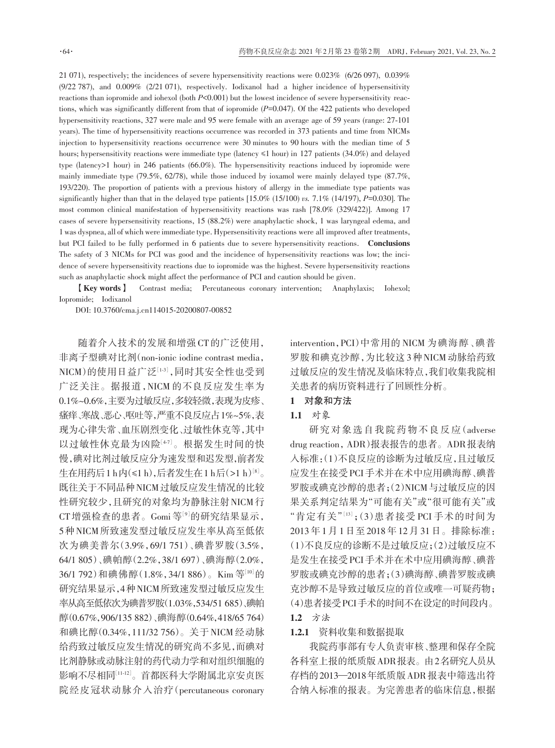21 071), respectively; the incidences of severe hypersensitivity reactions were 0.023% (6/26 097), 0.039% (9/22 787), and 0.009% (2/21 071), respectively. Iodixanol had a higher incidence of hypersensitivity reactions than iopromide and iohexol (both $P<0.001$) but the lowest incidence of severe hypersensitivity reactions, which was significantly different from that of iopromide ($P=0.047$). Of the 422 patients who developed hypersensitivity reactions, 327 were male and 95 were female with an average age of 59 years (range: 27-101 years). The time of hypersensitivity reactions occurrence was recorded in 373 patients and time from NICMs injection to hypersensitivity reactions occurrence were 30 minutes to 90 hours with the median time of 5 hours; hypersensitivity reactions were immediate type (latency ≤1 hour) in 127 patients (34.0%) and delayed type (latency>1 hour) in 246 patients (66.0%). The hypersensitivity reactions induced by iopromide were mainly immediate type (79.5%, 62/78), while those induced by ioxamol were mainly delayed type (87.7%, 193/220). The proportion of patients with a previous history of allergy in the immediate type patients was significantly higher than that in the delayed type patients [15.0% (15/100) *vs.* 7.1% (14/197), $P=0.030$]. The most common clinical manifestation of hypersensitivity reactions was rash [78.0% (329/422)]. Among 17 cases of severe hypersensitivity reactions, 15 (88.2%) were anaphylactic shock, 1 was laryngeal edema, and 1 was dyspnea, all of which were immediate type. Hypersensitivity reactions were all improved after treatments, but PCI failed to be fully performed in 6 patients due to severe hypersensitivity reactions. **Conclusions** The safety of 3 NICMs for PCI was good and the incidence of hypersensitivity reactions was low; the incidence of severe hypersensitivity reactions due to iopromide was the highest. Severe hypersensitivity reactions such as anaphylactic shock might affect the performance of PCI and caution should be given.

【**Key words**】 Contrast media; Percutaneous coronary intervention; Anaphylaxis; Iohexol; Iopromide; Iodixanol

DOI: 10.3760/cma.j.cn114015-20200807-00852

随着介入技术的发展和增强CT的广泛使用，非离子型碘对比剂（non-ionic iodine contrast media，NICM）的使用日益广泛[1-3]，同时其安全性也受到广泛关注。据报道，NICM的不良反应发生率为0.1%~0.6%，主要为过敏反应，多较轻微，表现为皮疹、瘙痒、寒战、恶心、呕吐等，严重不良反应占1%~5%，表现为心律失常、血压剧烈变化、过敏性休克等，其中以过敏性休克最为凶险[4-7]。根据发生时间的快慢，碘对比剂过敏反应分为速发型和迟发型，前者发生在用药后1 h内（≤1 h），后者发生在1 h后（>1 h）[8]。既往关于不同品种NICM过敏反应发生情况的比较性研究较少，且研究的对象均为静脉注射NICM行CT增强检查的患者。Gomi等[9]的研究结果显示，5种NICM所致速发型过敏反应发生率从高至低依次为碘美普尔（3.9%，69/1 751）、碘普罗胺（3.5%，64/1 805）、碘帕醇（2.2%，38/1 697）、碘海醇（2.0%，36/1 792）和碘佛醇（1.8%，34/1 886）。Kim等[10]的研究结果显示，4种NICM所致速发型过敏反应发生率从高至低依次为碘普罗胺（1.03%，534/51 685）、碘帕醇（0.67%，906/135 882）、碘海醇（0.64%，418/65 764）和碘比醇（0.34%，111/32 756）。关于NICM经动脉给药致过敏反应发生情况的研究尚不多见，而碘对比剂静脉或动脉注射的药代动力学和对组织细胞的影响不尽相同[11-12]。首都医科大学附属北京安贞医院经皮冠状动脉介入治疗（percutaneous coronary intervention，PCI）中常用的NICM为碘海醇、碘普罗胺和碘克沙醇，为比较这3种NICM动脉给药致过敏反应的发生情况及临床特点，我们收集我院相关患者的病历资料进行了回顾性分析。

## 1 对象和方法

### 1.1 对象

研究对象选自我院药物不良反应（adverse drug reaction，ADR）报表报告的患者。ADR报表纳入标准：（1）不良反应的诊断为过敏反应，且过敏反应发生在接受PCI手术并在术中应用碘海醇、碘普罗胺或碘克沙醇的患者；（2）NICM与过敏反应的因果关系判定结果为“可能有关”或“很可能有关”或“肯定有关”[13]；（3）患者接受PCI手术的时间为2013年1月1日至2018年12月31日。排除标准：（1）不良反应的诊断不是过敏反应；（2）过敏反应不是发生在接受PCI手术并在术中应用碘海醇、碘普罗胺或碘克沙醇的患者；（3）碘海醇、碘普罗胺或碘克沙醇不是导致过敏反应的首位或唯一可疑药物；（4）患者接受PCI手术的时间不在设定的时间段内。

### 1.2 方法

#### 1.2.1 资料收集和数据提取

我院药事部有专人负责审核、整理和保存全院各科室上报的纸质版ADR报表。由2名研究人员从存档的2013—2018年纸质版ADR报表中筛选出符合纳入标准的报表。为完善患者的临床信息，根据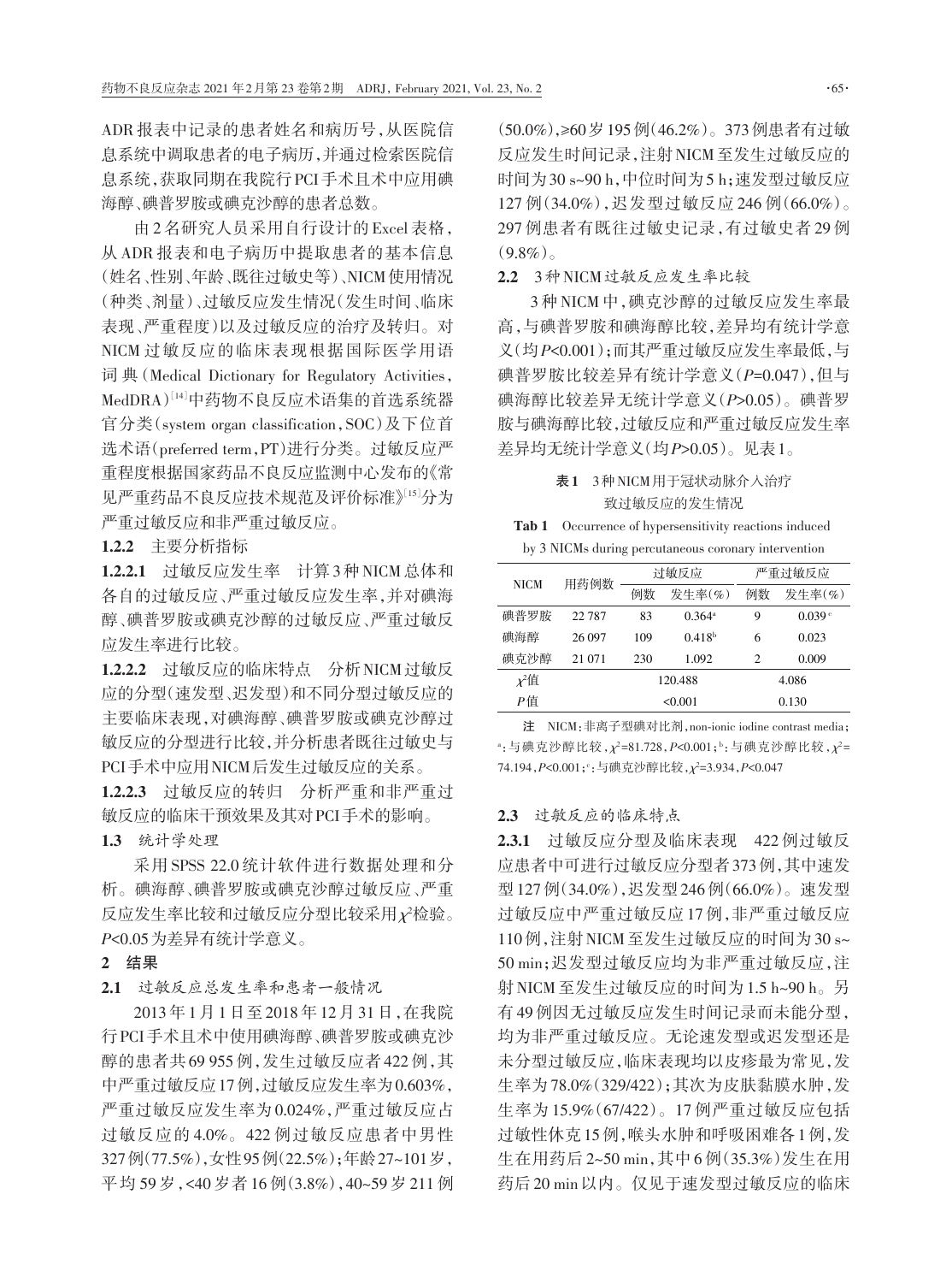ADR报表中记录的患者姓名和病历号，从医院信息系统中调取患者的电子病历，并通过检索医院信息系统，获取同期在我院行PCI手术且术中应用碘海醇、碘普罗胺或碘克沙醇的患者总数。

由2名研究人员采用自行设计的Excel表格，从ADR报表和电子病历中提取患者的基本信息（姓名、性别、年龄、既往过敏史等）、NICM使用情况（种类、剂量）、过敏反应发生情况（发生时间、临床表现、严重程度）以及过敏反应的治疗及转归。对NICM过敏反应的临床表现根据国际医学用语词典（Medical Dictionary for Regulatory Activities，MedDRA）[14]中药物不良反应术语集的首选系统器官分类（system organ classification，SOC）及下位首选术语（preferred term，PT）进行分类。过敏反应严重程度根据国家药品不良反应监测中心发布的《常见严重药品不良反应技术规范及评价标准》[15]分为严重过敏反应和非严重过敏反应。

**1.2.2** 主要分析指标

**1.2.2.1** 过敏反应发生率　计算3种NICM总体和各自的过敏反应、严重过敏反应发生率，并对碘海醇、碘普罗胺或碘克沙醇的过敏反应、严重过敏反应发生率进行比较。

**1.2.2.2** 过敏反应的临床特点　分析NICM过敏反应的分型（速发型、迟发型）和不同分型过敏反应的主要临床表现，对碘海醇、碘普罗胺或碘克沙醇过敏反应的分型进行比较，并分析患者既往过敏史与PCI手术中应用NICM后发生过敏反应的关系。

**1.2.2.3** 过敏反应的转归　分析严重和非严重过敏反应的临床干预效果及其对PCI手术的影响。

### 1.3 统计学处理

采用SPSS 22.0统计软件进行数据处理和分析。碘海醇、碘普罗胺或碘克沙醇过敏反应、严重反应发生率比较和过敏反应分型比较采用$\chi^2$检验。$P<0.05$为差异有统计学意义。

## 2 结果

### 2.1 过敏反应总发生率和患者一般情况

2013年1月1日至2018年12月31日，在我院行PCI手术且术中使用碘海醇、碘普罗胺或碘克沙醇的患者共69 955例，发生过敏反应者422例，其中严重过敏反应17例，过敏反应发生率为0.603%，严重过敏反应发生率为0.024%，严重过敏反应占过敏反应的4.0%。422例过敏反应患者中男性327例（77.5%），女性95例（22.5%）；年龄27~101岁，平均59岁，<40岁者16例（3.8%），40~59岁211例（50.0%），≥60岁195例（46.2%）。373例患者有过敏反应发生时间记录，注射NICM至发生过敏反应的时间为30 s~90 h，中位时间为5 h；速发型过敏反应127例（34.0%），迟发型过敏反应246例（66.0%）。297例患者有既往过敏史记录，有过敏史者29例（9.8%）。

### 2.2 3种NICM过敏反应发生率比较

3种NICM中，碘克沙醇的过敏反应发生率最高，与碘普罗胺和碘海醇比较，差异均有统计学意义（均$P<0.001$）；而其严重过敏反应发生率最低，与碘普罗胺比较差异有统计学意义（$P=0.047$），但与碘海醇比较差异无统计学意义（$P>0.05$）。碘普罗胺与碘海醇比较，过敏反应和严重过敏反应发生率差异均无统计学意义（均$P>0.05$）。见表1。

**表1** 3种NICM用于冠状动脉介入治疗致过敏反应的发生情况

**Tab 1** Occurrence of hypersensitivity reactions induced by 3 NICMs during percutaneous coronary intervention

| NICM | 用药例数 | 过敏反应 | | 严重过敏反应 | |
|---|---|---|---|---|---|
| | | 例数 | 发生率(%) | 例数 | 发生率(%) |
| 碘普罗胺 | 22 787 | 83 | 0.364[a] | 9 | 0.039[c] |
| 碘海醇 | 26 097 | 109 | 0.418[b] | 6 | 0.023 |
| 碘克沙醇 | 21 071 | 230 | 1.092 | 2 | 0.009 |
| $\chi^2$值 | | 120.488 | | 4.086 | |
| $P$值 | | <0.001 | | 0.130 | |

注　NICM：非离子型碘对比剂，non-ionic iodine contrast media；[a]：与碘克沙醇比较，$\chi^2=81.728$，$P<0.001$；[b]：与碘克沙醇比较，$\chi^2=74.194$，$P<0.001$；[c]：与碘克沙醇比较，$\chi^2=3.934$，$P<0.047$

### 2.3 过敏反应的临床特点

**2.3.1** 过敏反应分型及临床表现　422例过敏反应患者中可进行过敏反应分型者373例，其中速发型127例（34.0%），迟发型246例（66.0%）。速发型过敏反应中严重过敏反应17例，非严重过敏反应110例，注射NICM至发生过敏反应的时间为30 s~50 min；迟发型过敏反应均为非严重过敏反应，注射NICM至发生过敏反应的时间为1.5 h~90 h。另有49例因无过敏反应发生时间记录而未能分型，均为非严重过敏反应。无论速发型或迟发型还是未分型过敏反应，临床表现均以皮疹最为常见，发生率为78.0%（329/422）；其次为皮肤黏膜水肿，发生率为15.9%（67/422）。17例严重过敏反应包括过敏性休克15例，喉头水肿和呼吸困难各1例，发生在用药后2~50 min，其中6例（35.3%）发生在用药后20 min以内。仅见于速发型过敏反应的临床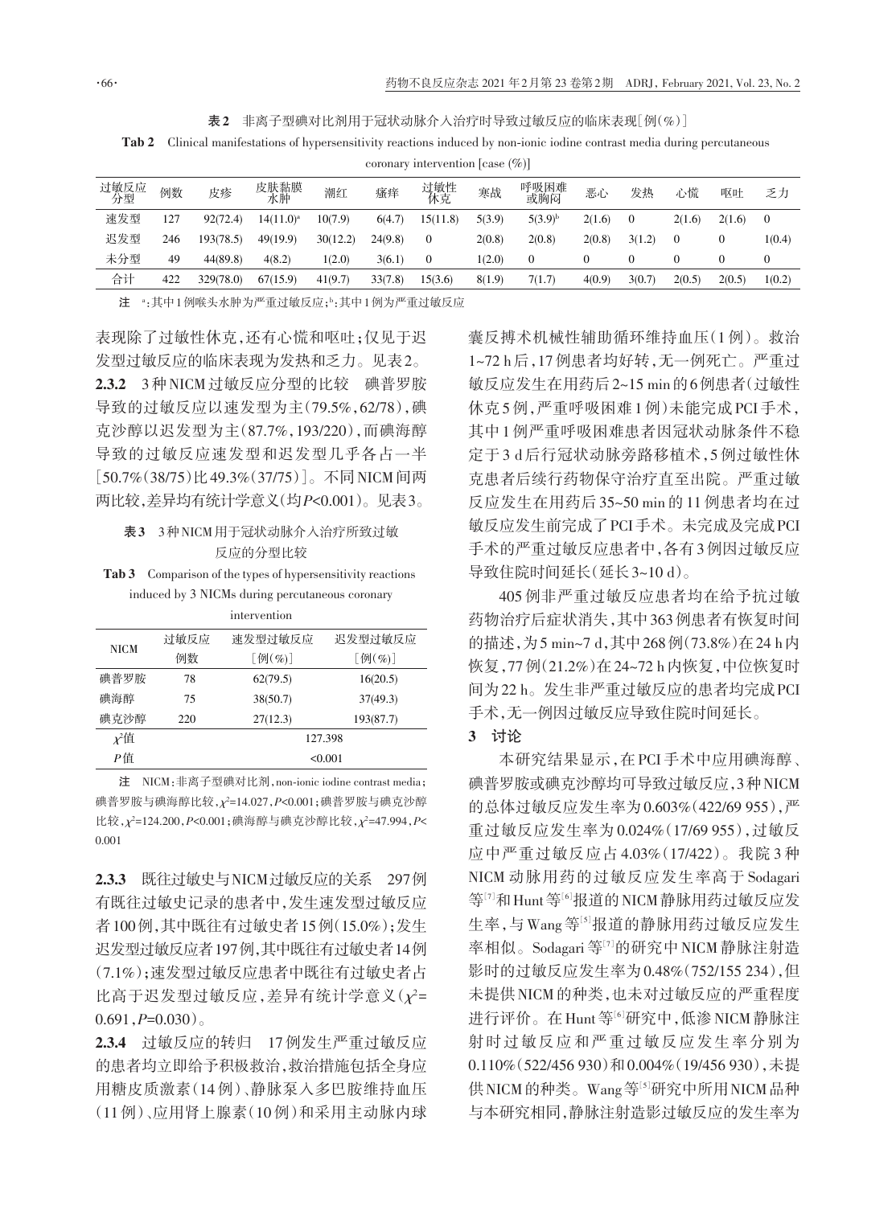**表2** 非离子型碘对比剂用于冠状动脉介入治疗时导致过敏反应的临床表现[例(%)]

**Tab 2** Clinical manifestations of hypersensitivity reactions induced by non-ionic iodine contrast media during percutaneous coronary intervention [case (%)]

| 过敏反应分型 | 例数 | 皮疹 | 皮肤黏膜水肿 | 潮红 | 瘙痒 | 过敏性休克 | 寒战 | 呼吸困难或胸闷 | 恶心 | 发热 | 心慌 | 呕吐 | 乏力 |
|---|---|---|---|---|---|---|---|---|---|---|---|---|---|
| 速发型 | 127 | 92(72.4) | 14(11.0)[a] | 10(7.9) | 6(4.7) | 15(11.8) | 5(3.9) | 5(3.9)[b] | 2(1.6) | 0 | 2(1.6) | 2(1.6) | 0 |
| 迟发型 | 246 | 193(78.5) | 49(19.9) | 30(12.2) | 24(9.8) | 0 | 2(0.8) | 2(0.8) | 2(0.8) | 3(1.2) | 0 | 0 | 1(0.4) |
| 未分型 | 49 | 44(89.8) | 4(8.2) | 1(2.0) | 3(6.1) | 0 | 1(2.0) | 0 | 0 | 0 | 0 | 0 | 0 |
| 合计 | 422 | 329(78.0) | 67(15.9) | 41(9.7) | 33(7.8) | 15(3.6) | 8(1.9) | 7(1.7) | 4(0.9) | 3(0.7) | 2(0.5) | 2(0.5) | 1(0.2) |

注 [a]:其中1例喉头水肿为严重过敏反应;[b]:其中1例为严重过敏反应

表现除了过敏性休克,还有心慌和呕吐;仅见于迟发型过敏反应的临床表现为发热和乏力。见表2。

**2.3.2** 3种NICM过敏反应分型的比较 碘普罗胺导致的过敏反应以速发型为主(79.5%,62/78),碘克沙醇以迟发型为主(87.7%,193/220),而碘海醇导致的过敏反应速发型和迟发型几乎各占一半[50.7%(38/75)比49.3%(37/75)]。不同NICM间两两比较,差异均有统计学意义(均$P$<0.001)。见表3。

**表3** 3种NICM用于冠状动脉介入治疗所致过敏反应的分型比较

**Tab 3** Comparison of the types of hypersensitivity reactions induced by 3 NICMs during percutaneous coronary intervention

| NICM | 过敏反应例数 | 速发型过敏反应[例(%)] | 迟发型过敏反应[例(%)] |
|---|---|---|---|
| 碘普罗胺 | 78 | 62(79.5) | 16(20.5) |
| 碘海醇 | 75 | 38(50.7) | 37(49.3) |
| 碘克沙醇 | 220 | 27(12.3) | 193(87.7) |
| $\chi^2$值 | | 127.398 | |
| $P$值 | | <0.001 | |

注 NICM:非离子型碘对比剂,non-ionic iodine contrast media;碘普罗胺与碘海醇比较,$\chi^2$=14.027,$P$<0.001;碘普罗胺与碘克沙醇比较,$\chi^2$=124.200,$P$<0.001;碘海醇与碘克沙醇比较,$\chi^2$=47.994,$P$<0.001

**2.3.3** 既往过敏史与NICM过敏反应的关系 297例有既往过敏史记录的患者中,发生速发型过敏反应者100例,其中既往有过敏史者15例(15.0%);发生迟发型过敏反应者197例,其中既往有过敏史者14例(7.1%);速发型过敏反应患者中既往有过敏史者占比高于迟发型过敏反应,差异有统计学意义($\chi^2$=0.691,$P$=0.030)。

**2.3.4** 过敏反应的转归 17例发生严重过敏反应的患者均立即给予积极救治,救治措施包括全身应用糖皮质激素(14例)、静脉泵入多巴胺维持血压(11例)、应用肾上腺素(10例)和采用主动脉内球囊反搏术机械性辅助循环维持血压(1例)。救治1~72 h后,17例患者均好转,无一例死亡。严重过敏反应发生在用药后2~15 min的6例患者(过敏性休克5例,严重呼吸困难1例)未能完成PCI手术,其中1例严重呼吸困难患者因冠状动脉条件不稳定于3 d后行冠状动脉旁路移植术,5例过敏性休克患者后续行药物保守治疗直至出院。严重过敏反应发生在用药后35~50 min的11例患者均在过敏反应发生前完成了PCI手术。未完成及完成PCI手术的严重过敏反应患者中,各有3例因过敏反应导致住院时间延长(延长3~10 d)。

405例非严重过敏反应患者均在给予抗过敏药物治疗后症状消失,其中363例患者有恢复时间的描述,为5 min~7 d,其中268例(73.8%)在24 h内恢复,77例(21.2%)在24~72 h内恢复,中位恢复时间为22 h。发生非严重过敏反应的患者均完成PCI手术,无一例因过敏反应导致住院时间延长。

## 3 讨论

本研究结果显示,在PCI手术中应用碘海醇、碘普罗胺或碘克沙醇均可导致过敏反应,3种NICM的总体过敏反应发生率为0.603%(422/69 955),严重过敏反应发生率为0.024%(17/69 955),过敏反应中严重过敏反应占4.03%(17/422)。我院3种NICM动脉用药的过敏反应发生率高于Sodagari等[7]和Hunt等[6]报道的NICM静脉用药过敏反应发生率,与Wang等[5]报道的静脉用药过敏反应发生率相似。Sodagari等[7]的研究中NICM静脉注射造影时的过敏反应发生率为0.48%(752/155 234),但未提供NICM的种类,也未对过敏反应的严重程度进行评价。在Hunt等[6]研究中,低渗NICM静脉注射时过敏反应和严重过敏反应发生率分别为0.110%(522/456 930)和0.004%(19/456 930),未提供NICM的种类。Wang等[5]研究中所用NICM品种与本研究相同,静脉注射造影过敏反应的发生率为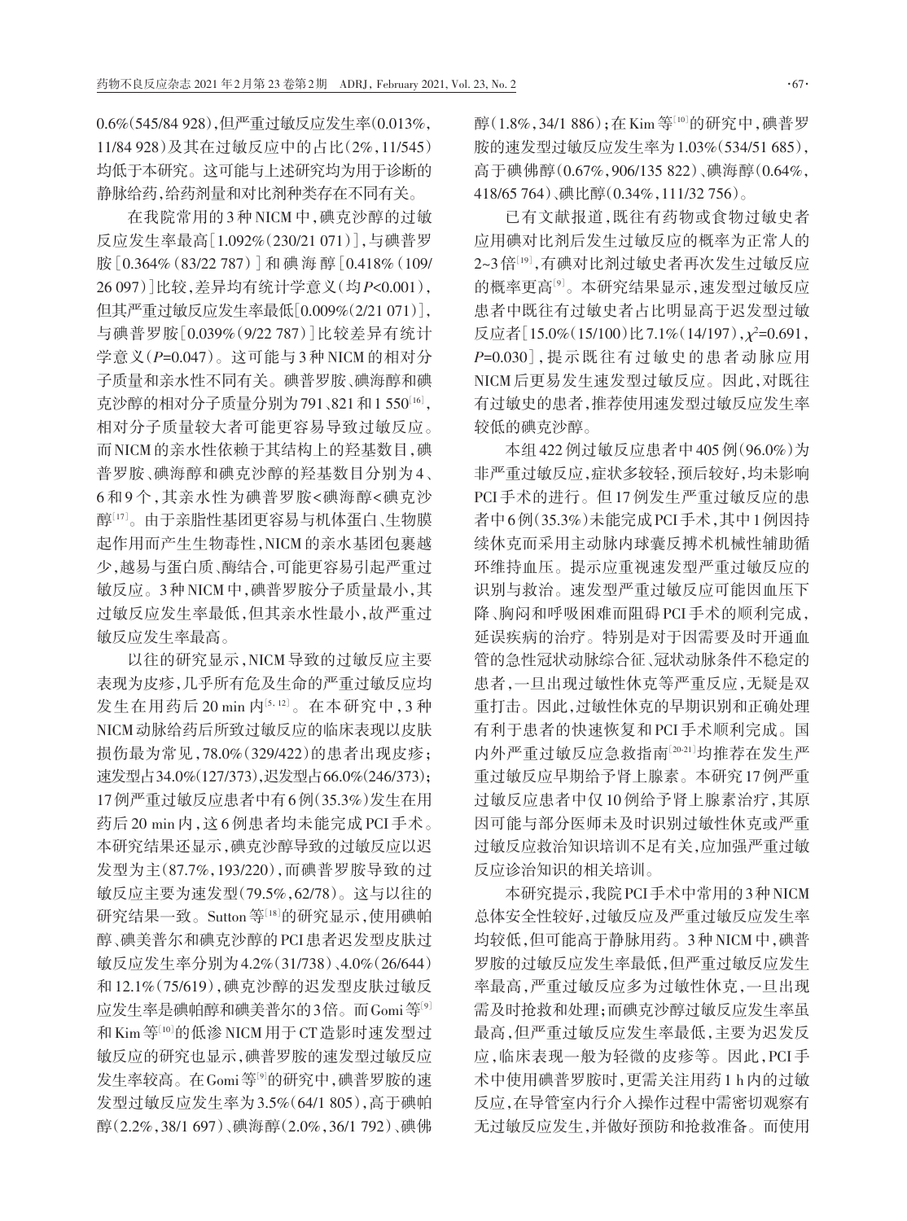0.6%(545/84 928),但严重过敏反应发生率(0.013%,11/84 928)及其在过敏反应中的占比(2%,11/545)均低于本研究。这可能与上述研究均为用于诊断的静脉给药,给药剂量和对比剂种类存在不同有关。

在我院常用的3种NICM中,碘克沙醇的过敏反应发生率最高[1.092%(230/21 071)],与碘普罗胺[0.364%(83/22 787)]和碘海醇[0.418%(109/26 097)]比较,差异均有统计学意义(均*P*<0.001),但其严重过敏反应发生率最低[0.009%(2/21 071)],与碘普罗胺[0.039%(9/22 787)]比较差异有统计学意义(*P*=0.047)。这可能与3种NICM的相对分子质量和亲水性不同有关。碘普罗胺、碘海醇和碘克沙醇的相对分子质量分别为791、821和1 550[16],相对分子质量较大者可能更容易导致过敏反应。而NICM的亲水性依赖于其结构上的羟基数目,碘普罗胺、碘海醇和碘克沙醇的羟基数目分别为4、6和9个,其亲水性为碘普罗胺<碘海醇<碘克沙醇[17]。由于亲脂性基团更容易与机体蛋白、生物膜起作用而产生生物毒性,NICM的亲水基团包裹越少,越易与蛋白质、酶结合,可能更容易引起严重过敏反应。3种NICM中,碘普罗胺分子质量最小,其过敏反应发生率最低,但其亲水性最小,故严重过敏反应发生率最高。

以往的研究显示,NICM导致的过敏反应主要表现为皮疹,几乎所有危及生命的严重过敏反应均发生在用药后20 min内[5,12]。在本研究中,3种NICM动脉给药后所致过敏反应的临床表现以皮肤损伤最为常见,78.0%(329/422)的患者出现皮疹;速发型占34.0%(127/373),迟发型占66.0%(246/373);17例严重过敏反应患者中有6例(35.3%)发生在用药后20 min内,这6例患者均未能完成PCI手术。本研究结果还显示,碘克沙醇导致的过敏反应以迟发型为主(87.7%,193/220),而碘普罗胺导致的过敏反应主要为速发型(79.5%,62/78)。这与以往的研究结果一致。Sutton等[18]的研究显示,使用碘帕醇、碘美普尔和碘克沙醇的PCI患者迟发型皮肤过敏反应发生率分别为4.2%(31/738)、4.0%(26/644)和12.1%(75/619),碘克沙醇的迟发型皮肤过敏反应发生率是碘帕醇和碘美普尔的3倍。而Gomi等[9]和Kim等[10]的低渗NICM用于CT造影时速发型过敏反应的研究也显示,碘普罗胺的速发型过敏反应发生率较高。在Gomi等[9]的研究中,碘普罗胺的速发型过敏反应发生率为3.5%(64/1 805),高于碘帕醇(2.2%,38/1 697)、碘海醇(2.0%,36/1 792)、碘佛醇(1.8%,34/1 886);在Kim等[10]的研究中,碘普罗胺的速发型过敏反应发生率为1.03%(534/51 685),高于碘佛醇(0.67%,906/135 822)、碘海醇(0.64%,418/65 764)、碘比醇(0.34%,111/32 756)。

已有文献报道,既往有药物或食物过敏史者应用碘对比剂后发生过敏反应的概率为正常人的2~3倍[19],有碘对比剂过敏史者再次发生过敏反应的概率更高[9]。本研究结果显示,速发型过敏反应患者中既往有过敏史者占比明显高于迟发型过敏反应者[15.0%(15/100)比7.1%(14/197),$\chi^2$=0.691,*P*=0.030],提示既往有过敏史的患者动脉应用NICM后更易发生速发型过敏反应。因此,对既往有过敏史的患者,推荐使用速发型过敏反应发生率较低的碘克沙醇。

本组422例过敏反应患者中405例(96.0%)为非严重过敏反应,症状多较轻,预后较好,均未影响PCI手术的进行。但17例发生严重过敏反应的患者中6例(35.3%)未能完成PCI手术,其中1例因持续休克而采用主动脉内球囊反搏术机械性辅助循环维持血压。提示应重视速发型严重过敏反应的识别与救治。速发型严重过敏反应可能因血压下降、胸闷和呼吸困难而阻碍PCI手术的顺利完成,延误疾病的治疗。特别是对于因需要及时开通血管的急性冠状动脉综合征、冠状动脉条件不稳定的患者,一旦出现过敏性休克等严重反应,无疑是双重打击。因此,过敏性休克的早期识别和正确处理有利于患者的快速恢复和PCI手术顺利完成。国内外严重过敏反应急救指南[20-21]均推荐在发生严重过敏反应早期给予肾上腺素。本研究17例严重过敏反应患者中仅10例给予肾上腺素治疗,其原因可能与部分医师未及时识别过敏性休克或严重过敏反应救治知识培训不足有关,应加强严重过敏反应诊治知识的相关培训。

本研究提示,我院PCI手术中常用的3种NICM总体安全性较好,过敏反应及严重过敏反应发生率均较低,但可能高于静脉用药。3种NICM中,碘普罗胺的过敏反应发生率最低,但严重过敏反应发生率最高,严重过敏反应多为过敏性休克,一旦出现需及时抢救和处理;而碘克沙醇过敏反应发生率虽最高,但严重过敏反应发生率最低,主要为迟发反应,临床表现一般为轻微的皮疹等。因此,PCI手术中使用碘普罗胺时,更需关注用药1 h内的过敏反应,在导管室内行介入操作过程中需密切观察有无过敏反应发生,并做好预防和抢救准备。而使用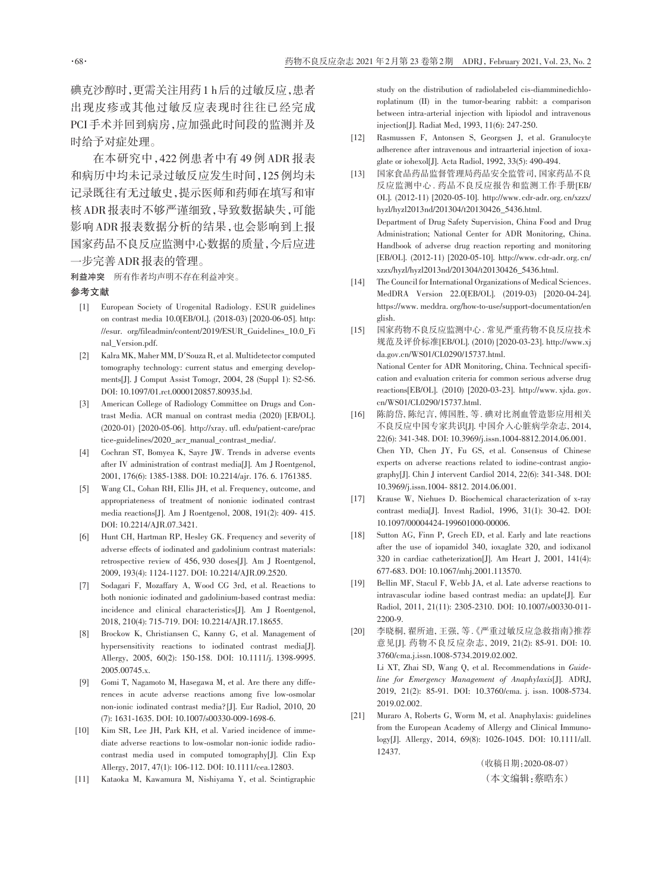碘克沙醇时，更需关注用药1 h后的过敏反应，患者出现皮疹或其他过敏反应表现时往往已经完成PCI手术并回到病房，应加强此时间段的监测并及时给予对症处理。

在本研究中，422例患者中有49例ADR报表和病历中均未记录过敏反应发生时间，125例均未记录既往有无过敏史，提示医师和药师在填写和审核ADR报表时不够严谨细致，导致数据缺失，可能影响ADR报表数据分析的结果，也会影响到上报国家药品不良反应监测中心数据的质量，今后应进一步完善ADR报表的管理。

**利益冲突** 所有作者均声明不存在利益冲突。

**参考文献**

[1] European Society of Urogenital Radiology. ESUR guidelines on contrast media 10.0[EB/OL]. (2018-03) [2020-06-05]. http://esur. org/fileadmin/content/2019/ESUR_Guidelines_10.0_Final_Version.pdf.

[2] Kalra MK, Maher MM, D′Souza R, et al. Multidetector computed tomography technology: current status and emerging developments[J]. J Comput Assist Tomogr, 2004, 28 (Suppl 1): S2-S6. DOI: 10.1097/01.rct.0000120857.80935.bd.

[3] American College of Radiology Committee on Drugs and Contrast Media. ACR manual on contrast media (2020) [EB/OL]. (2020-01) [2020-05-06]. http://xray. ufl. edu/patient-care/practice-guidelines/2020_acr_manual_contrast_media/.

[4] Cochran ST, Bomyea K, Sayre JW. Trends in adverse events after IV administration of contrast media[J]. Am J Roentgenol, 2001, 176(6): 1385-1388. DOI: 10.2214/ajr. 176. 6. 1761385.

[5] Wang CL, Cohan RH, Ellis JH, et al. Frequency, outcome, and appropriateness of treatment of nonionic iodinated contrast media reactions[J]. Am J Roentgenol, 2008, 191(2): 409- 415. DOI: 10.2214/AJR.07.3421.

[6] Hunt CH, Hartman RP, Hesley GK. Frequency and severity of adverse effects of iodinated and gadolinium contrast materials: retrospective review of 456, 930 doses[J]. Am J Roentgenol, 2009, 193(4): 1124-1127. DOI: 10.2214/AJR.09.2520.

[7] Sodagari F, Mozaffary A, Wood CG 3rd, et al. Reactions to both nonionic iodinated and gadolinium-based contrast media: incidence and clinical characteristics[J]. Am J Roentgenol, 2018, 210(4): 715-719. DOI: 10.2214/AJR.17.18655.

[8] Brockow K, Christiansen C, Kanny G, et al. Management of hypersensitivity reactions to iodinated contrast media[J]. Allergy, 2005, 60(2): 150-158. DOI: 10.1111/j. 1398-9995. 2005.00745.x.

[9] Gomi T, Nagamoto M, Hasegawa M, et al. Are there any differences in acute adverse reactions among five low-osmolar non-ionic iodinated contrast media?[J]. Eur Radiol, 2010, 20 (7): 1631-1635. DOI: 10.1007/s00330-009-1698-6.

[10] Kim SR, Lee JH, Park KH, et al. Varied incidence of immediate adverse reactions to low-osmolar non-ionic iodide radiocontrast media used in computed tomography[J]. Clin Exp Allergy, 2017, 47(1): 106-112. DOI: 10.1111/cea.12803.

[11] Kataoka M, Kawamura M, Nishiyama Y, et al. Scintigraphic study on the distribution of radiolabeled cis-diamminedichloroplatinum (II) in the tumor-bearing rabbit: a comparison between intra-arterial injection with lipiodol and intravenous injection[J]. Radiat Med, 1993, 11(6): 247-250.

[12] Rasmussen F, Antonsen S, Georgsen J, et al. Granulocyte adherence after intravenous and intraarterial injection of ioxaglate or iohexol[J]. Acta Radiol, 1992, 33(5): 490-494.

[13] 国家食品药品监督管理局药品安全监管司，国家药品不良反应监测中心．药品不良反应报告和监测工作手册[EB/OL]. (2012-11) [2020-05-10]. http://www.cdr-adr.org.cn/xzzx/hyzl/hyzl2013nd/201304/t20130426_5436.html.
Department of Drug Safety Supervision, China Food and Drug Administration; National Center for ADR Monitoring, China. Handbook of adverse drug reaction reporting and monitoring [EB/OL]. (2012-11) [2020-05-10]. http://www. cdr-adr. org. cn/xzzx/hyzl/hyzl2013nd/201304/t20130426_5436.html.

[14] The Council for International Organizations of Medical Sciences. MedDRA Version 22.0[EB/OL]. (2019-03) [2020-04-24]. https://www. meddra. org/how-to-use/support-documentation/english.

[15] 国家药物不良反应监测中心．常见严重药物不良反应技术规范及评价标准[EB/OL]. (2010) [2020-03-23]. http://www.xjda.gov.cn/WS01/CL0290/15737.html.
National Center for ADR Monitoring, China. Technical specification and evaluation criteria for common serious adverse drug reactions[EB/OL]. (2010) [2020-03-23]. http://www. xjda. gov. cn/WS01/CL0290/15737.html.

[16] 陈韵岱，陈纪言，傅国胜，等．碘对比剂血管造影应用相关不良反应中国专家共识[J]. 中国介入心脏病学杂志, 2014, 22(6): 341-348. DOI: 10.3969/j.issn.1004-8812.2014.06.001.
Chen YD, Chen JY, Fu GS, et al. Consensus of Chinese experts on adverse reactions related to iodine-contrast angiography[J]. Chin J intervent Cardiol 2014, 22(6): 341-348. DOI: 10.3969/j.issn.1004- 8812. 2014.06.001.

[17] Krause W, Niehues D. Biochemical characterization of x-ray contrast media[J]. Invest Radiol, 1996, 31(1): 30-42. DOI: 10.1097/00004424-199601000-00006.

[18] Sutton AG, Finn P, Grech ED, et al. Early and late reactions after the use of iopamidol 340, ioxaglate 320, and iodixanol 320 in cardiac catheterization[J]. Am Heart J, 2001, 141(4): 677-683. DOI: 10.1067/mhj.2001.113570.

[19] Bellin MF, Stacul F, Webb JA, et al. Late adverse reactions to intravascular iodine based contrast media: an update[J]. Eur Radiol, 2011, 21(11): 2305-2310. DOI: 10.1007/s00330-011-2200-9.

[20] 李晓桐，翟所迪，王强，等．《严重过敏反应急救指南》推荐意见[J]. 药物不良反应杂志, 2019, 21(2): 85-91. DOI: 10.3760/cma.j.issn.1008-5734.2019.02.002.
Li XT, Zhai SD, Wang Q, et al. Recommendations in *Guideline for Emergency Management of Anaphylaxis*[J]. ADRJ, 2019, 21(2): 85-91. DOI: 10.3760/cma. j. issn. 1008-5734. 2019.02.002.

[21] Muraro A, Roberts G, Worm M, et al. Anaphylaxis: guidelines from the European Academy of Allergy and Clinical Immunology[J]. Allergy, 2014, 69(8): 1026-1045. DOI: 10.1111/all. 12437.

（收稿日期：2020-08-07）

（本文编辑：蔡晧东）